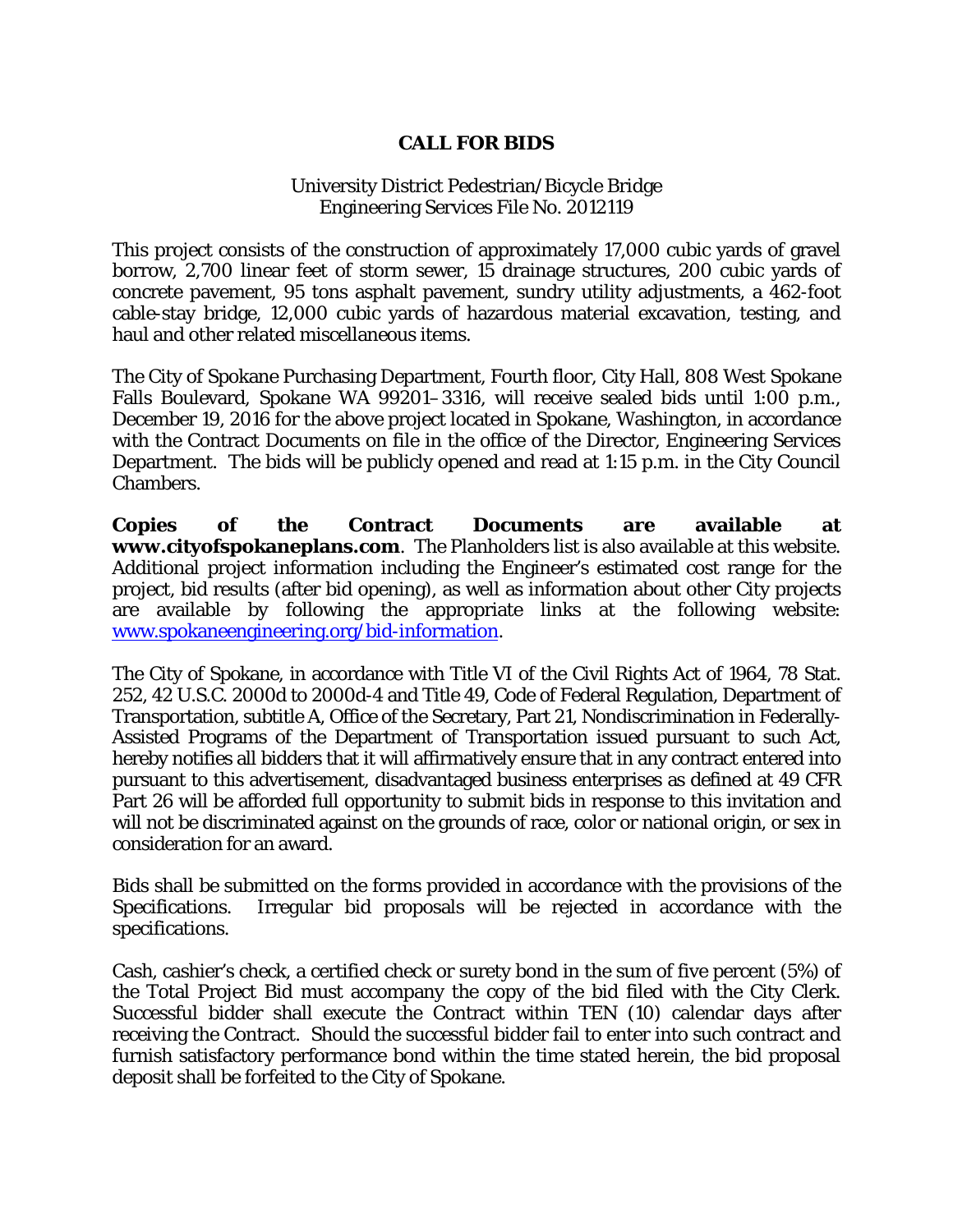# CALL FOR BIDS

University District Pedestrian/Bicycle Bridge
Engineering Services File No. 2012119

This project consists of the construction of approximately 17,000 cubic yards of gravel borrow, 2,700 linear feet of storm sewer, 15 drainage structures, 200 cubic yards of concrete pavement, 95 tons asphalt pavement, sundry utility adjustments, a 462-foot cable-stay bridge, 12,000 cubic yards of hazardous material excavation, testing, and haul and other related miscellaneous items.

The City of Spokane Purchasing Department, Fourth floor, City Hall, 808 West Spokane Falls Boulevard, Spokane WA 99201–3316, will receive sealed bids until 1:00 p.m., December 19, 2016 for the above project located in Spokane, Washington, in accordance with the Contract Documents on file in the office of the Director, Engineering Services Department. The bids will be publicly opened and read at 1:15 p.m. in the City Council Chambers.

**Copies of the Contract Documents are available at www.cityofspokaneplans.com**. The Planholders list is also available at this website. Additional project information including the Engineer's estimated cost range for the project, bid results (after bid opening), as well as information about other City projects are available by following the appropriate links at the following website: www.spokaneengineering.org/bid-information.

The City of Spokane, in accordance with Title VI of the Civil Rights Act of 1964, 78 Stat. 252, 42 U.S.C. 2000d to 2000d-4 and Title 49, Code of Federal Regulation, Department of Transportation, subtitle A, Office of the Secretary, Part 21, Nondiscrimination in Federally-Assisted Programs of the Department of Transportation issued pursuant to such Act, hereby notifies all bidders that it will affirmatively ensure that in any contract entered into pursuant to this advertisement, disadvantaged business enterprises as defined at 49 CFR Part 26 will be afforded full opportunity to submit bids in response to this invitation and will not be discriminated against on the grounds of race, color or national origin, or sex in consideration for an award.

Bids shall be submitted on the forms provided in accordance with the provisions of the Specifications. Irregular bid proposals will be rejected in accordance with the specifications.

Cash, cashier's check, a certified check or surety bond in the sum of five percent (5%) of the Total Project Bid must accompany the copy of the bid filed with the City Clerk. Successful bidder shall execute the Contract within TEN (10) calendar days after receiving the Contract. Should the successful bidder fail to enter into such contract and furnish satisfactory performance bond within the time stated herein, the bid proposal deposit shall be forfeited to the City of Spokane.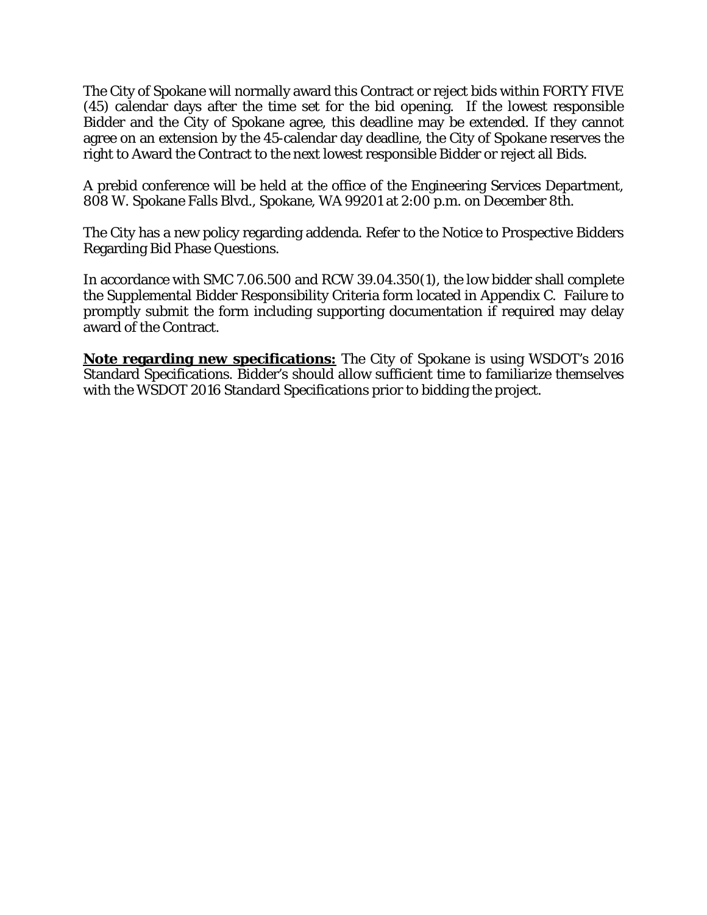The City of Spokane will normally award this Contract or reject bids within FORTY FIVE (45) calendar days after the time set for the bid opening. If the lowest responsible Bidder and the City of Spokane agree, this deadline may be extended. If they cannot agree on an extension by the 45-calendar day deadline, the City of Spokane reserves the right to Award the Contract to the next lowest responsible Bidder or reject all Bids.

A prebid conference will be held at the office of the Engineering Services Department, 808 W. Spokane Falls Blvd., Spokane, WA 99201 at 2:00 p.m. on December 8th.

The City has a new policy regarding addenda. Refer to the Notice to Prospective Bidders Regarding Bid Phase Questions.

In accordance with SMC 7.06.500 and RCW 39.04.350(1), the low bidder shall complete the Supplemental Bidder Responsibility Criteria form located in Appendix C. Failure to promptly submit the form including supporting documentation if required may delay award of the Contract.

**Note regarding new specifications:** The City of Spokane is using WSDOT's 2016 Standard Specifications. Bidder's should allow sufficient time to familiarize themselves with the WSDOT 2016 Standard Specifications prior to bidding the project.